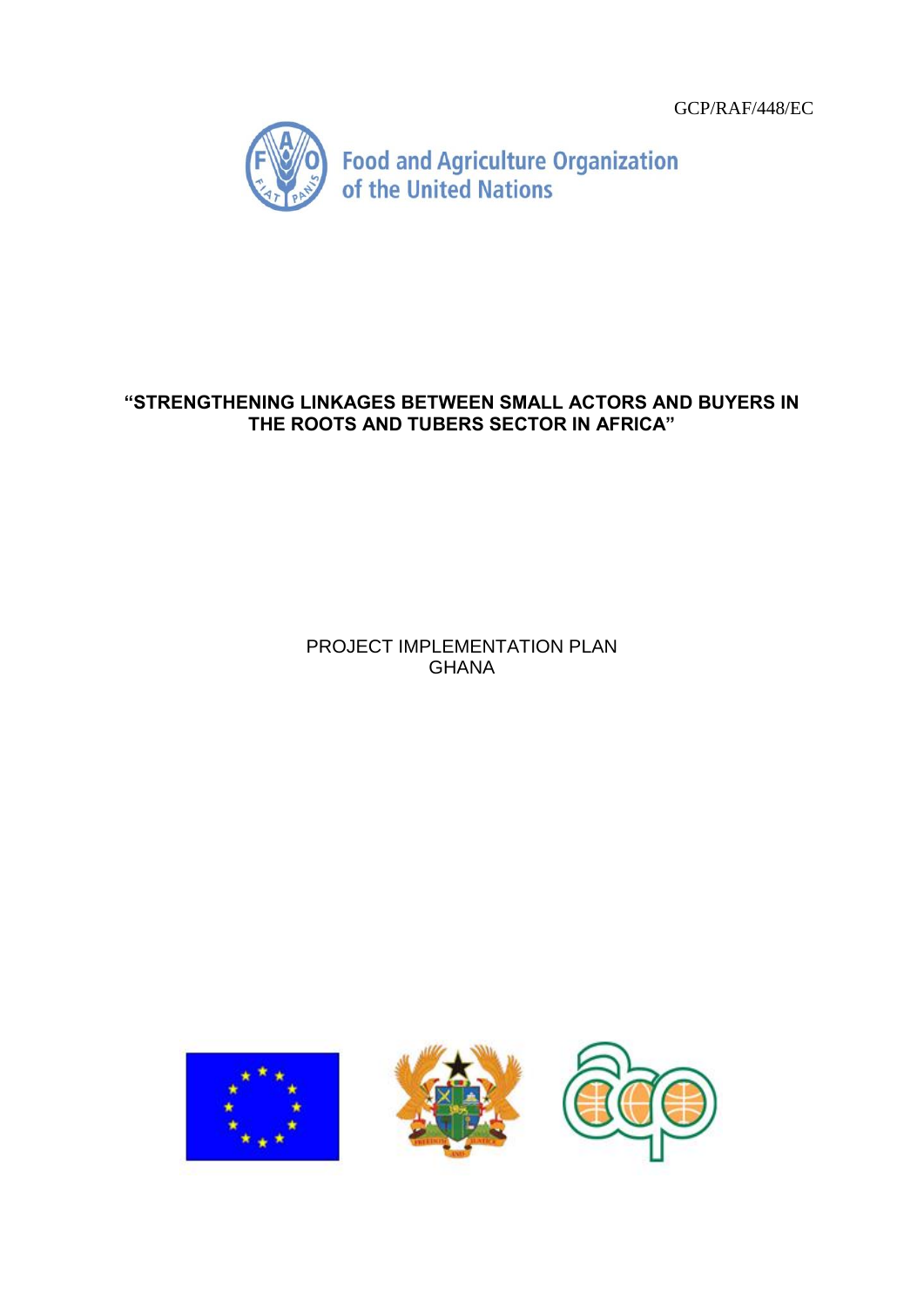GCP/RAF/448/EC

Food and Agriculture Organization of the United Nations

# "STRENGTHENING LINKAGES BETWEEN SMALL ACTORS AND BUYERS IN THE ROOTS AND TUBERS SECTOR IN AFRICA"

PROJECT IMPLEMENTATION PLAN
GHANA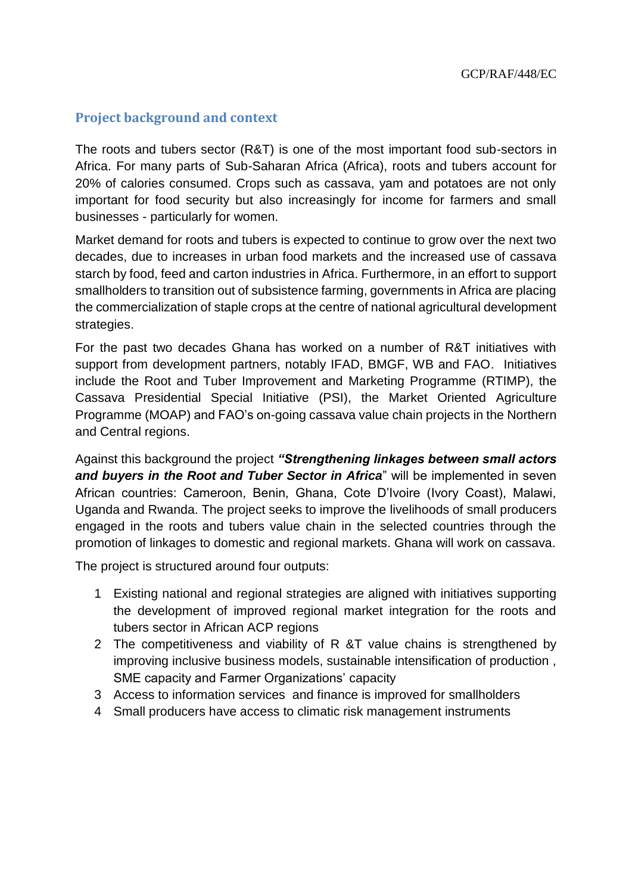## Project background and context

The roots and tubers sector (R&T) is one of the most important food sub-sectors in Africa. For many parts of Sub-Saharan Africa (Africa), roots and tubers account for 20% of calories consumed. Crops such as cassava, yam and potatoes are not only important for food security but also increasingly for income for farmers and small businesses - particularly for women.

Market demand for roots and tubers is expected to continue to grow over the next two decades, due to increases in urban food markets and the increased use of cassava starch by food, feed and carton industries in Africa. Furthermore, in an effort to support smallholders to transition out of subsistence farming, governments in Africa are placing the commercialization of staple crops at the centre of national agricultural development strategies.

For the past two decades Ghana has worked on a number of R&T initiatives with support from development partners, notably IFAD, BMGF, WB and FAO. Initiatives include the Root and Tuber Improvement and Marketing Programme (RTIMP), the Cassava Presidential Special Initiative (PSI), the Market Oriented Agriculture Programme (MOAP) and FAO's on-going cassava value chain projects in the Northern and Central regions.

Against this background the project ***"Strengthening linkages between small actors and buyers in the Root and Tuber Sector in Africa***" will be implemented in seven African countries: Cameroon, Benin, Ghana, Cote D'Ivoire (Ivory Coast), Malawi, Uganda and Rwanda. The project seeks to improve the livelihoods of small producers engaged in the roots and tubers value chain in the selected countries through the promotion of linkages to domestic and regional markets. Ghana will work on cassava.

The project is structured around four outputs:

1. Existing national and regional strategies are aligned with initiatives supporting the development of improved regional market integration for the roots and tubers sector in African ACP regions
2. The competitiveness and viability of R &T value chains is strengthened by improving inclusive business models, sustainable intensification of production , SME capacity and Farmer Organizations' capacity
3. Access to information services and finance is improved for smallholders
4. Small producers have access to climatic risk management instruments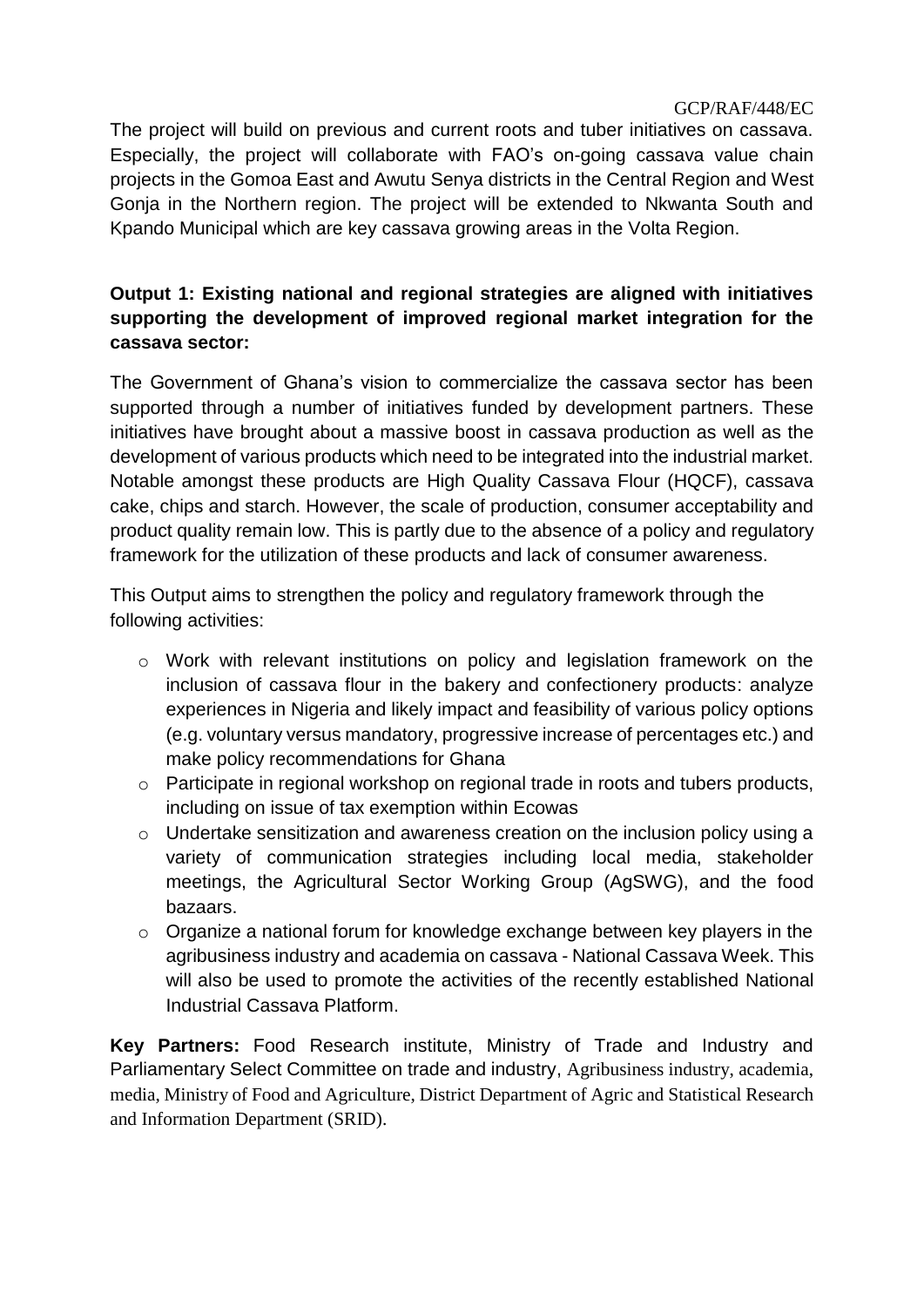The project will build on previous and current roots and tuber initiatives on cassava. Especially, the project will collaborate with FAO's on-going cassava value chain projects in the Gomoa East and Awutu Senya districts in the Central Region and West Gonja in the Northern region. The project will be extended to Nkwanta South and Kpando Municipal which are key cassava growing areas in the Volta Region.

**Output 1: Existing national and regional strategies are aligned with initiatives supporting the development of improved regional market integration for the cassava sector:**

The Government of Ghana's vision to commercialize the cassava sector has been supported through a number of initiatives funded by development partners. These initiatives have brought about a massive boost in cassava production as well as the development of various products which need to be integrated into the industrial market. Notable amongst these products are High Quality Cassava Flour (HQCF), cassava cake, chips and starch. However, the scale of production, consumer acceptability and product quality remain low. This is partly due to the absence of a policy and regulatory framework for the utilization of these products and lack of consumer awareness.

This Output aims to strengthen the policy and regulatory framework through the following activities:

- Work with relevant institutions on policy and legislation framework on the inclusion of cassava flour in the bakery and confectionery products: analyze experiences in Nigeria and likely impact and feasibility of various policy options (e.g. voluntary versus mandatory, progressive increase of percentages etc.) and make policy recommendations for Ghana
- Participate in regional workshop on regional trade in roots and tubers products, including on issue of tax exemption within Ecowas
- Undertake sensitization and awareness creation on the inclusion policy using a variety of communication strategies including local media, stakeholder meetings, the Agricultural Sector Working Group (AgSWG), and the food bazaars.
- Organize a national forum for knowledge exchange between key players in the agribusiness industry and academia on cassava - National Cassava Week. This will also be used to promote the activities of the recently established National Industrial Cassava Platform.

**Key Partners:** Food Research institute, Ministry of Trade and Industry and Parliamentary Select Committee on trade and industry, Agribusiness industry, academia, media, Ministry of Food and Agriculture, District Department of Agric and Statistical Research and Information Department (SRID).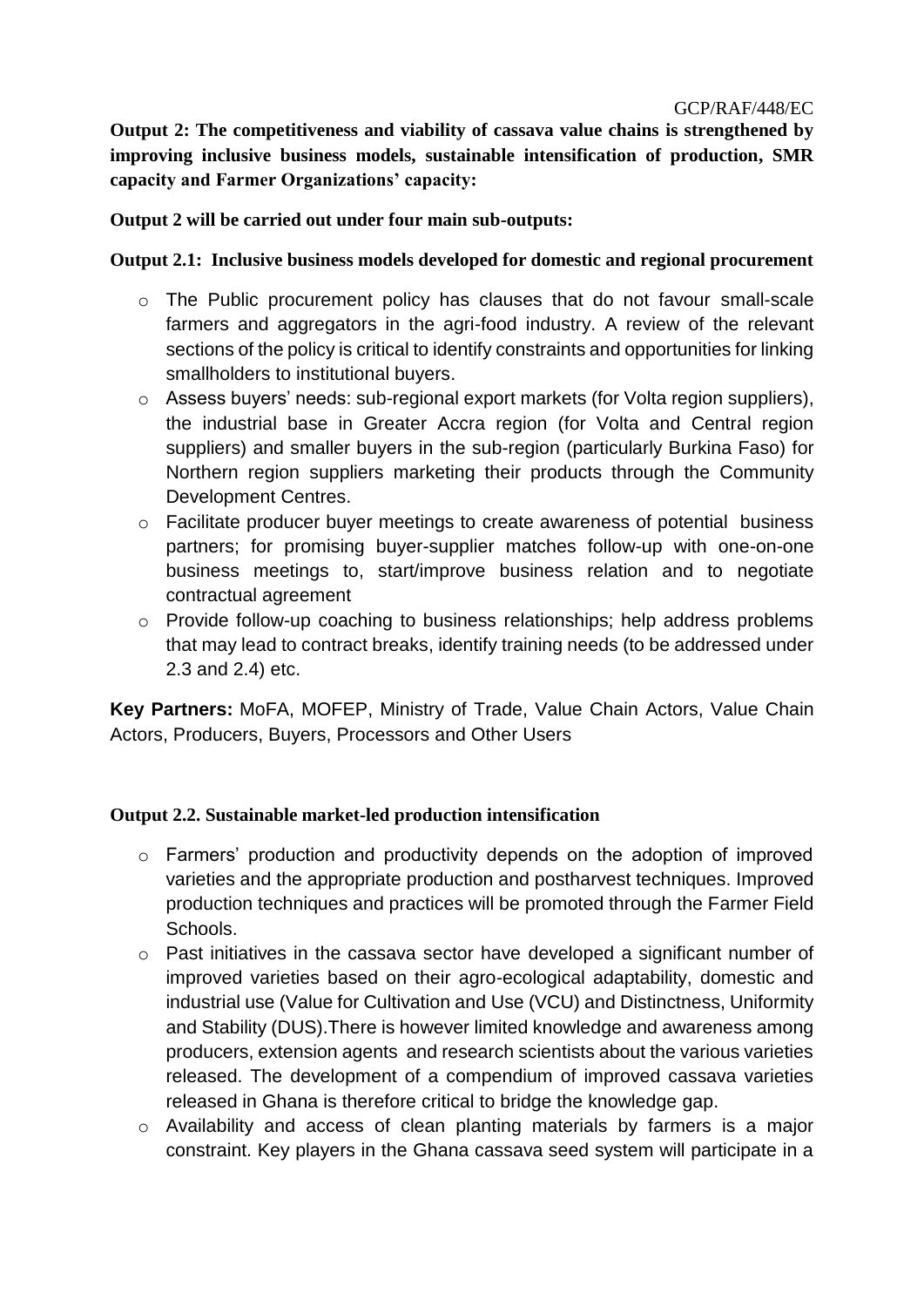**Output 2: The competitiveness and viability of cassava value chains is strengthened by improving inclusive business models, sustainable intensification of production, SMR capacity and Farmer Organizations' capacity:**

**Output 2 will be carried out under four main sub-outputs:**

**Output 2.1: Inclusive business models developed for domestic and regional procurement**

- The Public procurement policy has clauses that do not favour small-scale farmers and aggregators in the agri-food industry. A review of the relevant sections of the policy is critical to identify constraints and opportunities for linking smallholders to institutional buyers.
- Assess buyers' needs: sub-regional export markets (for Volta region suppliers), the industrial base in Greater Accra region (for Volta and Central region suppliers) and smaller buyers in the sub-region (particularly Burkina Faso) for Northern region suppliers marketing their products through the Community Development Centres.
- Facilitate producer buyer meetings to create awareness of potential business partners; for promising buyer-supplier matches follow-up with one-on-one business meetings to, start/improve business relation and to negotiate contractual agreement
- Provide follow-up coaching to business relationships; help address problems that may lead to contract breaks, identify training needs (to be addressed under 2.3 and 2.4) etc.

**Key Partners:** MoFA, MOFEP, Ministry of Trade, Value Chain Actors, Value Chain Actors, Producers, Buyers, Processors and Other Users

**Output 2.2. Sustainable market-led production intensification**

- Farmers' production and productivity depends on the adoption of improved varieties and the appropriate production and postharvest techniques. Improved production techniques and practices will be promoted through the Farmer Field Schools.
- Past initiatives in the cassava sector have developed a significant number of improved varieties based on their agro-ecological adaptability, domestic and industrial use (Value for Cultivation and Use (VCU) and Distinctness, Uniformity and Stability (DUS).There is however limited knowledge and awareness among producers, extension agents and research scientists about the various varieties released. The development of a compendium of improved cassava varieties released in Ghana is therefore critical to bridge the knowledge gap.
- Availability and access of clean planting materials by farmers is a major constraint. Key players in the Ghana cassava seed system will participate in a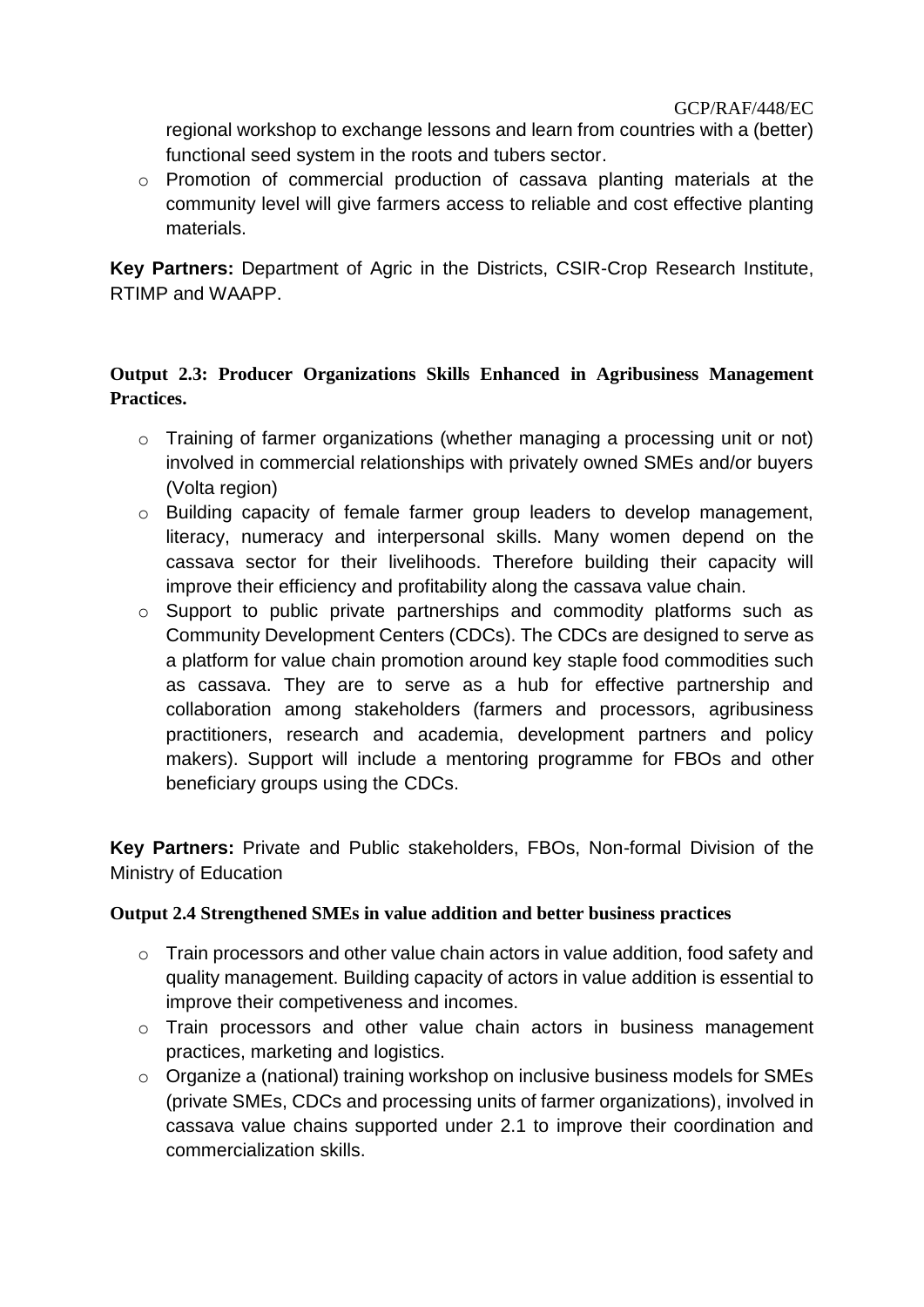regional workshop to exchange lessons and learn from countries with a (better) functional seed system in the roots and tubers sector.

- Promotion of commercial production of cassava planting materials at the community level will give farmers access to reliable and cost effective planting materials.

**Key Partners:** Department of Agric in the Districts, CSIR-Crop Research Institute, RTIMP and WAAPP.

**Output 2.3: Producer Organizations Skills Enhanced in Agribusiness Management Practices.**

- Training of farmer organizations (whether managing a processing unit or not) involved in commercial relationships with privately owned SMEs and/or buyers (Volta region)
- Building capacity of female farmer group leaders to develop management, literacy, numeracy and interpersonal skills. Many women depend on the cassava sector for their livelihoods. Therefore building their capacity will improve their efficiency and profitability along the cassava value chain.
- Support to public private partnerships and commodity platforms such as Community Development Centers (CDCs). The CDCs are designed to serve as a platform for value chain promotion around key staple food commodities such as cassava. They are to serve as a hub for effective partnership and collaboration among stakeholders (farmers and processors, agribusiness practitioners, research and academia, development partners and policy makers). Support will include a mentoring programme for FBOs and other beneficiary groups using the CDCs.

**Key Partners:** Private and Public stakeholders, FBOs, Non-formal Division of the Ministry of Education

**Output 2.4 Strengthened SMEs in value addition and better business practices**

- Train processors and other value chain actors in value addition, food safety and quality management. Building capacity of actors in value addition is essential to improve their competiveness and incomes.
- Train processors and other value chain actors in business management practices, marketing and logistics.
- Organize a (national) training workshop on inclusive business models for SMEs (private SMEs, CDCs and processing units of farmer organizations), involved in cassava value chains supported under 2.1 to improve their coordination and commercialization skills.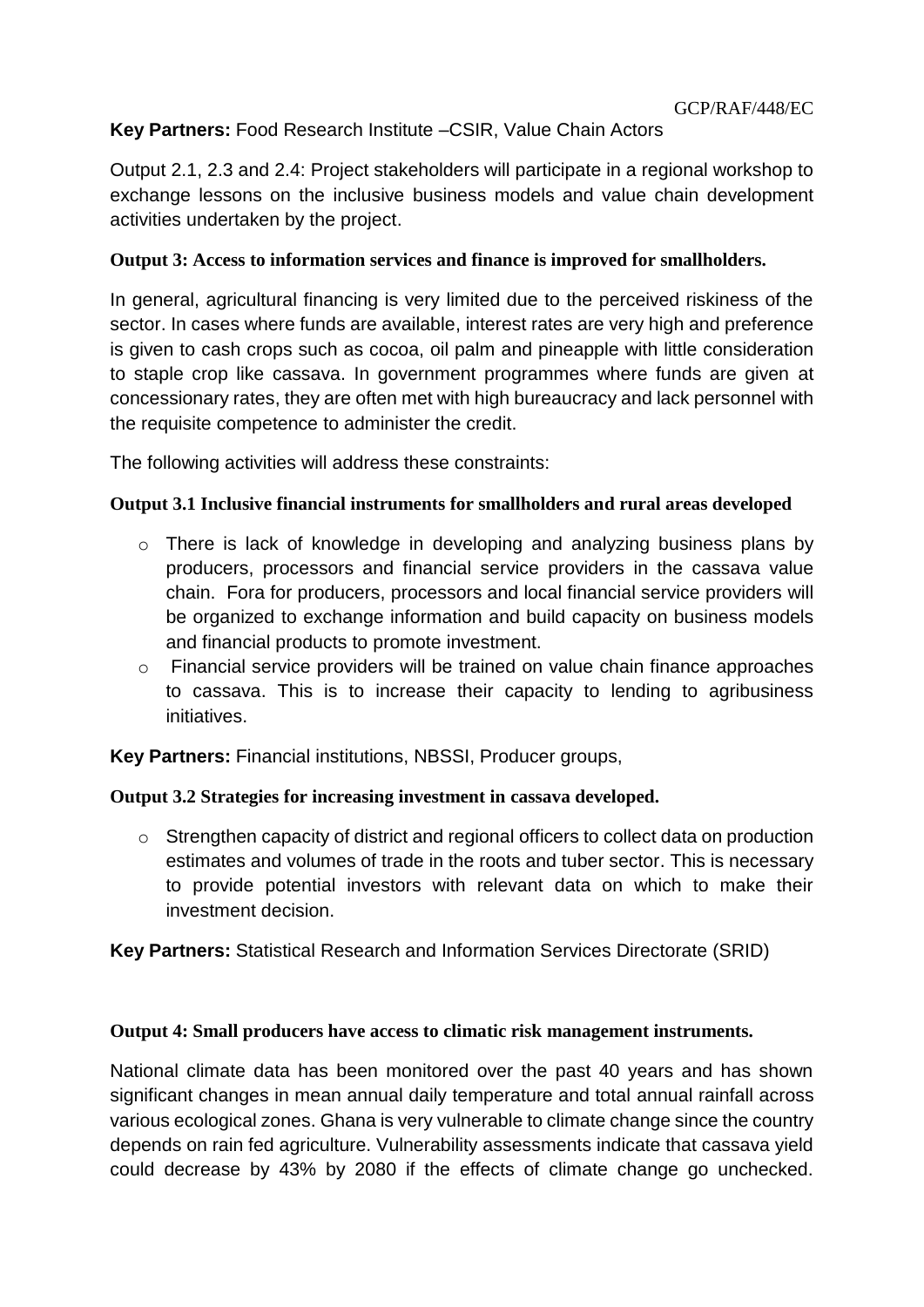**Key Partners:** Food Research Institute –CSIR, Value Chain Actors

Output 2.1, 2.3 and 2.4: Project stakeholders will participate in a regional workshop to exchange lessons on the inclusive business models and value chain development activities undertaken by the project.

**Output 3: Access to information services and finance is improved for smallholders.**

In general, agricultural financing is very limited due to the perceived riskiness of the sector. In cases where funds are available, interest rates are very high and preference is given to cash crops such as cocoa, oil palm and pineapple with little consideration to staple crop like cassava. In government programmes where funds are given at concessionary rates, they are often met with high bureaucracy and lack personnel with the requisite competence to administer the credit.

The following activities will address these constraints:

**Output 3.1 Inclusive financial instruments for smallholders and rural areas developed**

- There is lack of knowledge in developing and analyzing business plans by producers, processors and financial service providers in the cassava value chain. Fora for producers, processors and local financial service providers will be organized to exchange information and build capacity on business models and financial products to promote investment.
- Financial service providers will be trained on value chain finance approaches to cassava. This is to increase their capacity to lending to agribusiness initiatives.

**Key Partners:** Financial institutions, NBSSI, Producer groups,

**Output 3.2 Strategies for increasing investment in cassava developed.**

- Strengthen capacity of district and regional officers to collect data on production estimates and volumes of trade in the roots and tuber sector. This is necessary to provide potential investors with relevant data on which to make their investment decision.

**Key Partners:** Statistical Research and Information Services Directorate (SRID)

**Output 4: Small producers have access to climatic risk management instruments.**

National climate data has been monitored over the past 40 years and has shown significant changes in mean annual daily temperature and total annual rainfall across various ecological zones. Ghana is very vulnerable to climate change since the country depends on rain fed agriculture. Vulnerability assessments indicate that cassava yield could decrease by 43% by 2080 if the effects of climate change go unchecked.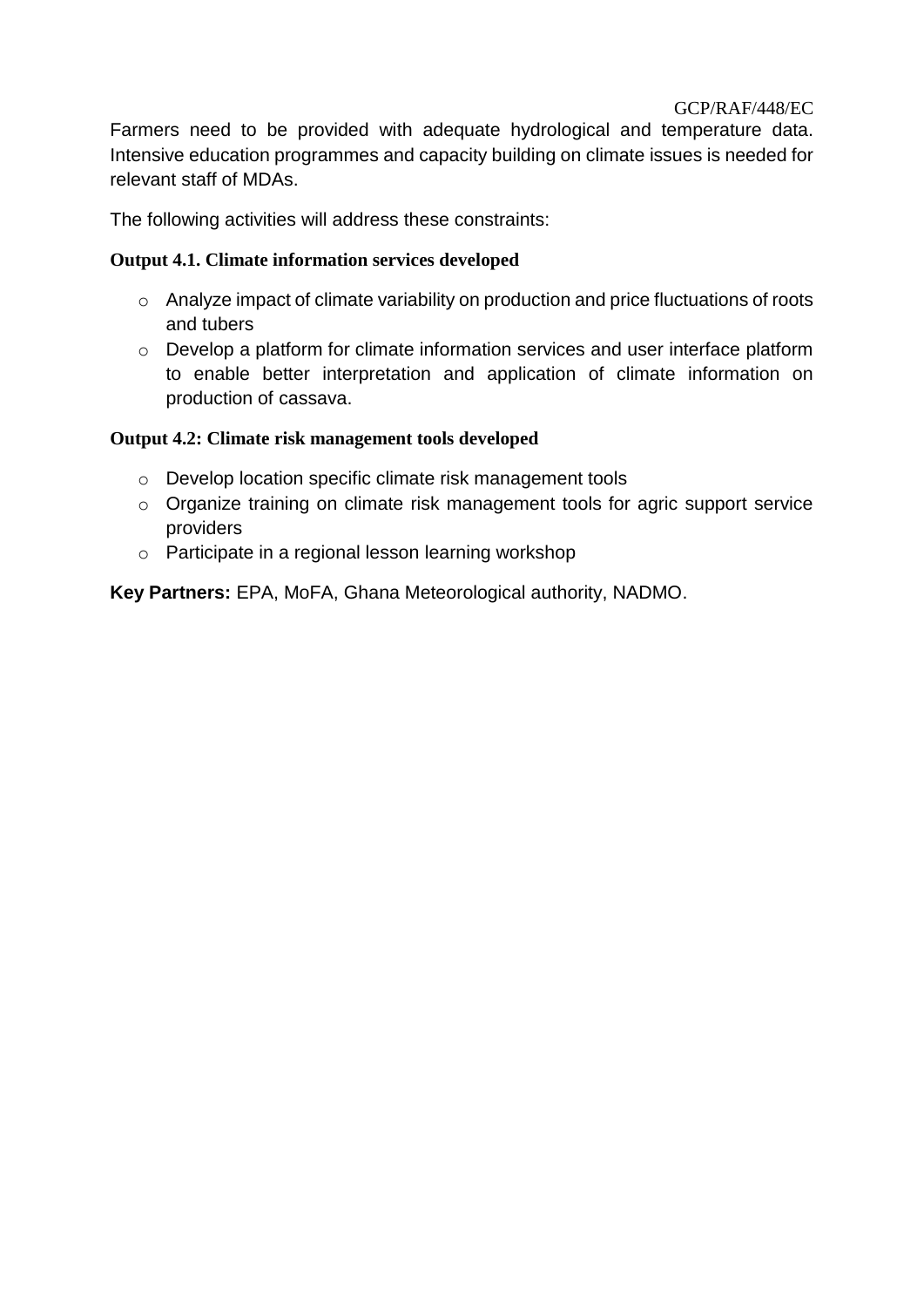Farmers need to be provided with adequate hydrological and temperature data. Intensive education programmes and capacity building on climate issues is needed for relevant staff of MDAs.

The following activities will address these constraints:

**Output 4.1. Climate information services developed**

- Analyze impact of climate variability on production and price fluctuations of roots and tubers
- Develop a platform for climate information services and user interface platform to enable better interpretation and application of climate information on production of cassava.

**Output 4.2: Climate risk management tools developed**

- Develop location specific climate risk management tools
- Organize training on climate risk management tools for agric support service providers
- Participate in a regional lesson learning workshop

**Key Partners:** EPA, MoFA, Ghana Meteorological authority, NADMO.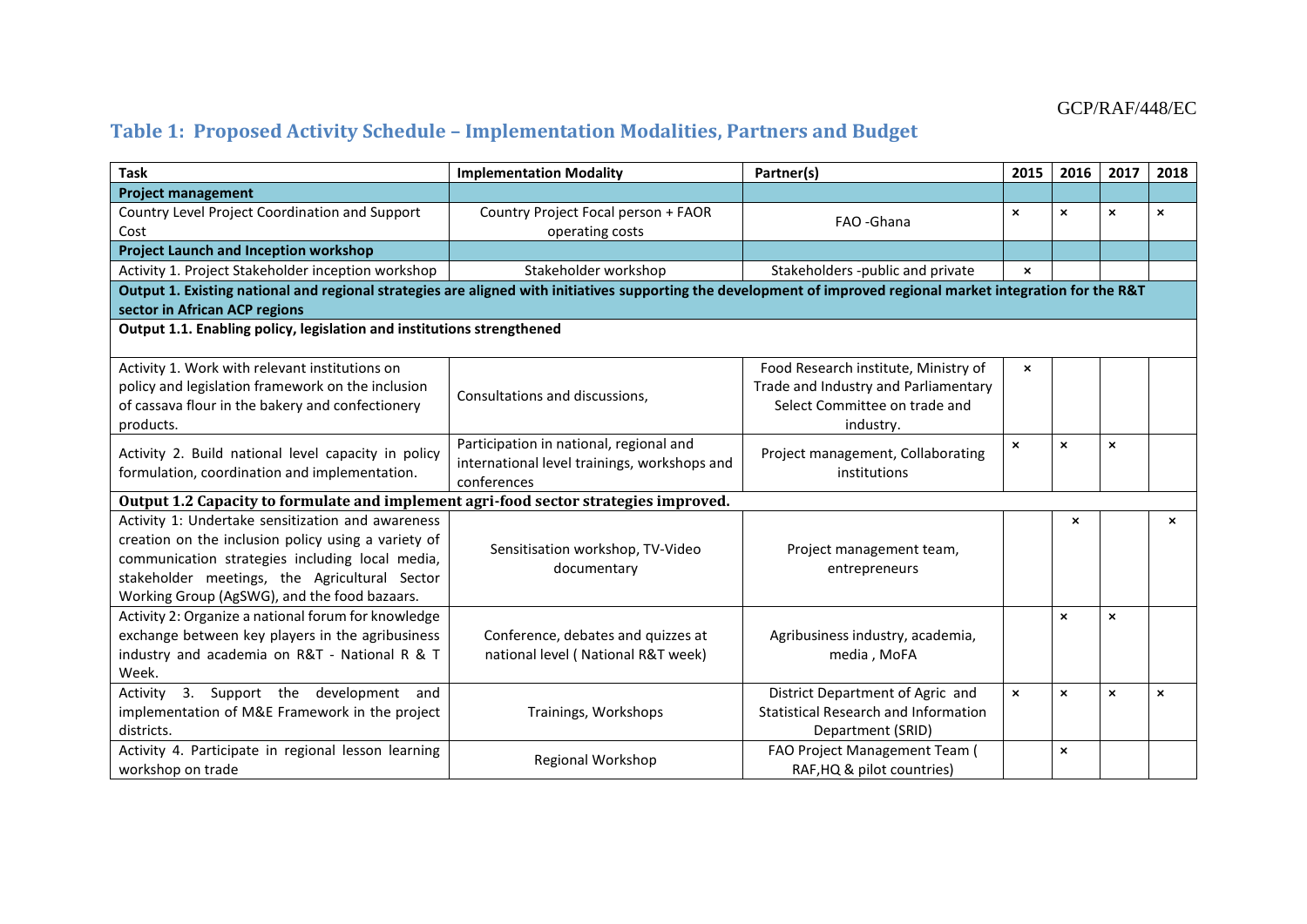## Table 1: Proposed Activity Schedule – Implementation Modalities, Partners and Budget

| Task | Implementation Modality | Partner(s) | 2015 | 2016 | 2017 | 2018 |
|---|---|---|---|---|---|---|
| **Project management** | | | | | | |
| Country Level Project Coordination and Support Cost | Country Project Focal person + FAOR operating costs | FAO -Ghana | × | × | × | × |
| **Project Launch and Inception workshop** | | | | | | |
| Activity 1. Project Stakeholder inception workshop | Stakeholder workshop | Stakeholders -public and private | × | | | |
| **Output 1. Existing national and regional strategies are aligned with initiatives supporting the development of improved regional market integration for the R&T sector in African ACP regions** | | | | | | |
| **Output 1.1. Enabling policy, legislation and institutions strengthened** | | | | | | |
| Activity 1. Work with relevant institutions on policy and legislation framework on the inclusion of cassava flour in the bakery and confectionery products. | Consultations and discussions, | Food Research institute, Ministry of Trade and Industry and Parliamentary Select Committee on trade and industry. | × | | | |
| Activity 2. Build national level capacity in policy formulation, coordination and implementation. | Participation in national, regional and international level trainings, workshops and conferences | Project management, Collaborating institutions | × | × | × | |
| **Output 1.2 Capacity to formulate and implement agri-food sector strategies improved.** | | | | | | |
| Activity 1: Undertake sensitization and awareness creation on the inclusion policy using a variety of communication strategies including local media, stakeholder meetings, the Agricultural Sector Working Group (AgSWG), and the food bazaars. | Sensitisation workshop, TV-Video documentary | Project management team, entrepreneurs | | × | | × |
| Activity 2: Organize a national forum for knowledge exchange between key players in the agribusiness industry and academia on R&T - National R & T Week. | Conference, debates and quizzes at national level ( National R&T week) | Agribusiness industry, academia, media , MoFA | | × | × | |
| Activity 3. Support the development and implementation of M&E Framework in the project districts. | Trainings, Workshops | District Department of Agric and Statistical Research and Information Department (SRID) | × | × | × | × |
| Activity 4. Participate in regional lesson learning workshop on trade | Regional Workshop | FAO Project Management Team ( RAF,HQ & pilot countries) | | × | | |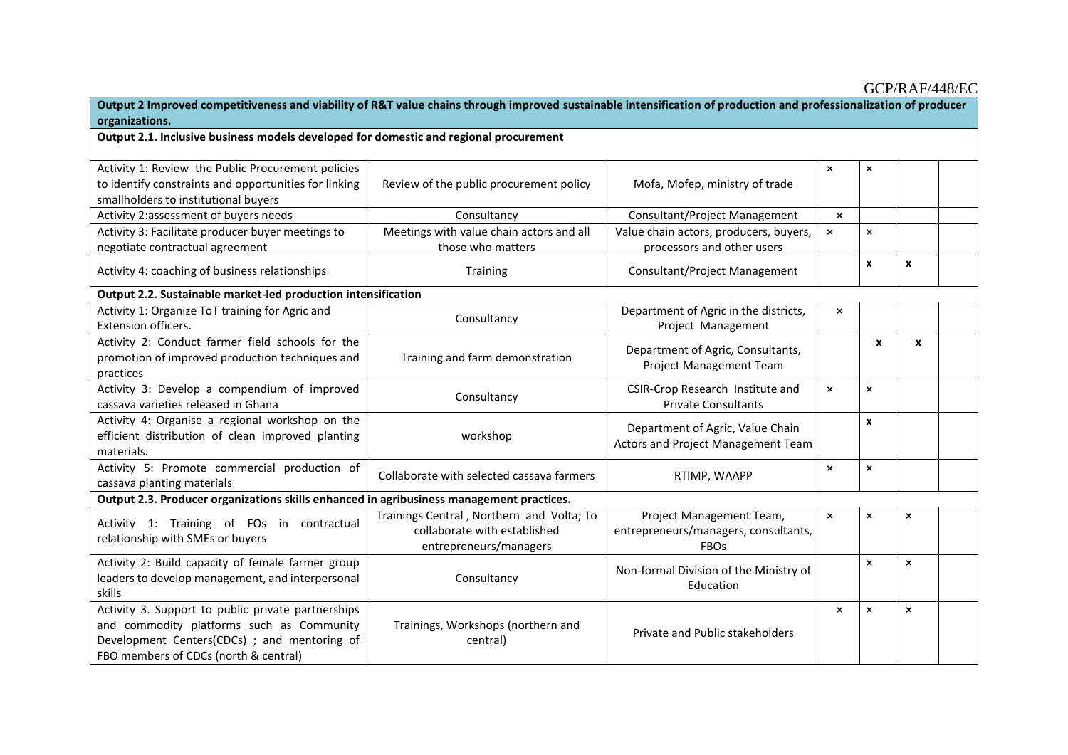| Output 2 Improved competitiveness and viability of R&T value chains through improved sustainable intensification of production and professionalization of producer organizations. | | | | | | |
|---|---|---|---|---|---|---|
| **Output 2.1. Inclusive business models developed for domestic and regional procurement** | | | | | | |
| Activity 1: Review the Public Procurement policies to identify constraints and opportunities for linking smallholders to institutional buyers | Review of the public procurement policy | Mofa, Mofep, ministry of trade | × | × | | |
| Activity 2:assessment of buyers needs | Consultancy | Consultant/Project Management | × | | | |
| Activity 3: Facilitate producer buyer meetings to negotiate contractual agreement | Meetings with value chain actors and all those who matters | Value chain actors, producers, buyers, processors and other users | × | × | | |
| Activity 4: coaching of business relationships | Training | Consultant/Project Management | | x | x | |
| **Output 2.2. Sustainable market-led production intensification** | | | | | | |
| Activity 1: Organize ToT training for Agric and Extension officers. | Consultancy | Department of Agric in the districts, Project Management | × | | | |
| Activity 2: Conduct farmer field schools for the promotion of improved production techniques and practices | Training and farm demonstration | Department of Agric, Consultants, Project Management Team | | x | x | |
| Activity 3: Develop a compendium of improved cassava varieties released in Ghana | Consultancy | CSIR-Crop Research Institute and Private Consultants | × | × | | |
| Activity 4: Organise a regional workshop on the efficient distribution of clean improved planting materials. | workshop | Department of Agric, Value Chain Actors and Project Management Team | | x | | |
| Activity 5: Promote commercial production of cassava planting materials | Collaborate with selected cassava farmers | RTIMP, WAAPP | × | × | | |
| **Output 2.3. Producer organizations skills enhanced in agribusiness management practices.** | | | | | | |
| Activity 1: Training of FOs in contractual relationship with SMEs or buyers | Trainings Central , Northern and Volta; To collaborate with established entrepreneurs/managers | Project Management Team, entrepreneurs/managers, consultants, FBOs | × | × | × | |
| Activity 2: Build capacity of female farmer group leaders to develop management, and interpersonal skills | Consultancy | Non-formal Division of the Ministry of Education | | × | × | |
| Activity 3. Support to public private partnerships and commodity platforms such as Community Development Centers(CDCs) ; and mentoring of FBO members of CDCs (north & central) | Trainings, Workshops (northern and central) | Private and Public stakeholders | × | × | × | |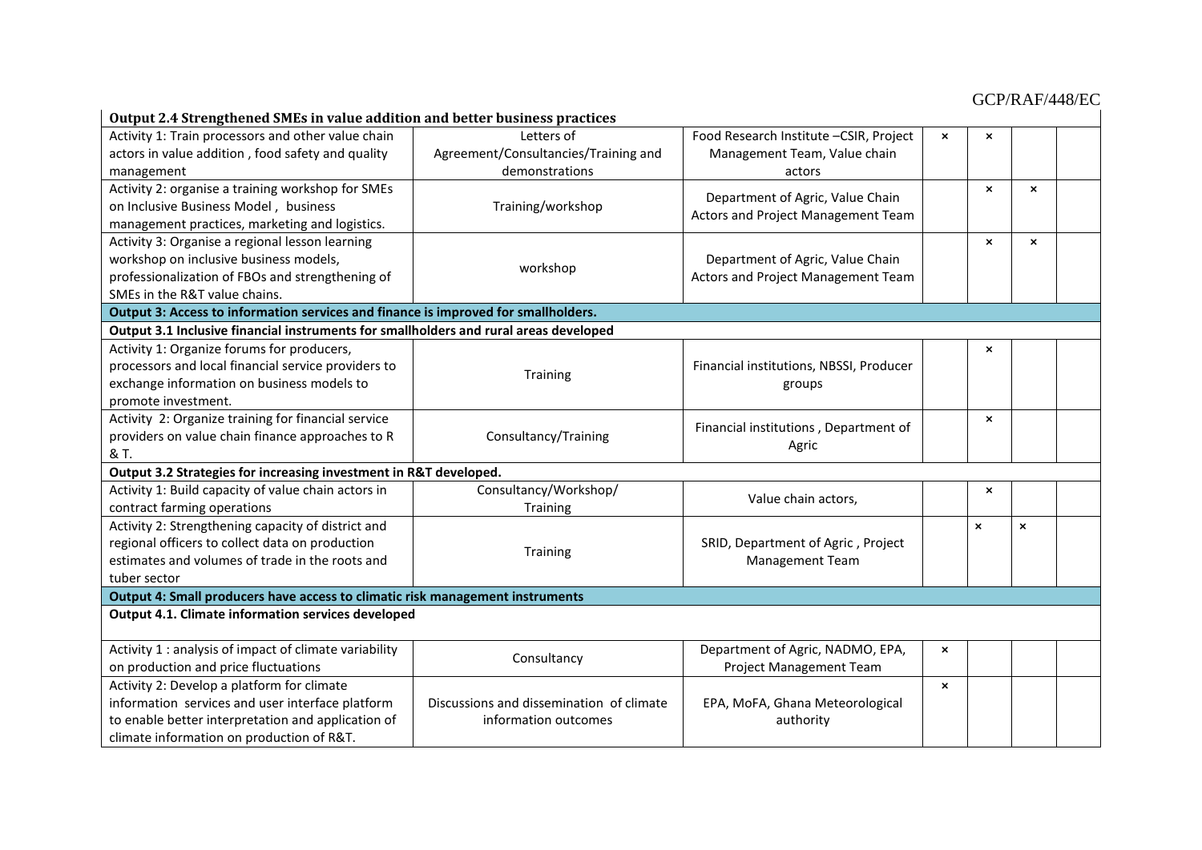| Output 2.4 Strengthened SMEs in value addition and better business practices | | | | | | |
|---|---|---|---|---|---|---|
| Activity 1: Train processors and other value chain actors in value addition , food safety and quality management | Letters of Agreement/Consultancies/Training and demonstrations | Food Research Institute –CSIR, Project Management Team, Value chain actors | × | × | | |
| Activity 2: organise a training workshop for SMEs on Inclusive Business Model , business management practices, marketing and logistics. | Training/workshop | Department of Agric, Value Chain Actors and Project Management Team | | × | × | |
| Activity 3: Organise a regional lesson learning workshop on inclusive business models, professionalization of FBOs and strengthening of SMEs in the R&T value chains. | workshop | Department of Agric, Value Chain Actors and Project Management Team | | × | × | |
| **Output 3: Access to information services and finance is improved for smallholders.** | | | | | | |
| **Output 3.1 Inclusive financial instruments for smallholders and rural areas developed** | | | | | | |
| Activity 1: Organize forums for producers, processors and local financial service providers to exchange information on business models to promote investment. | Training | Financial institutions, NBSSI, Producer groups | | × | | |
| Activity 2: Organize training for financial service providers on value chain finance approaches to R & T. | Consultancy/Training | Financial institutions , Department of Agric | | × | | |
| **Output 3.2 Strategies for increasing investment in R&T developed.** | | | | | | |
| Activity 1: Build capacity of value chain actors in contract farming operations | Consultancy/Workshop/ Training | Value chain actors, | | × | | |
| Activity 2: Strengthening capacity of district and regional officers to collect data on production estimates and volumes of trade in the roots and tuber sector | Training | SRID, Department of Agric , Project Management Team | | × | × | |
| **Output 4: Small producers have access to climatic risk management instruments** | | | | | | |
| **Output 4.1. Climate information services developed** | | | | | | |
| Activity 1 : analysis of impact of climate variability on production and price fluctuations | Consultancy | Department of Agric, NADMO, EPA, Project Management Team | × | | | |
| Activity 2: Develop a platform for climate information services and user interface platform to enable better interpretation and application of climate information on production of R&T. | Discussions and dissemination of climate information outcomes | EPA, MoFA, Ghana Meteorological authority | × | | | |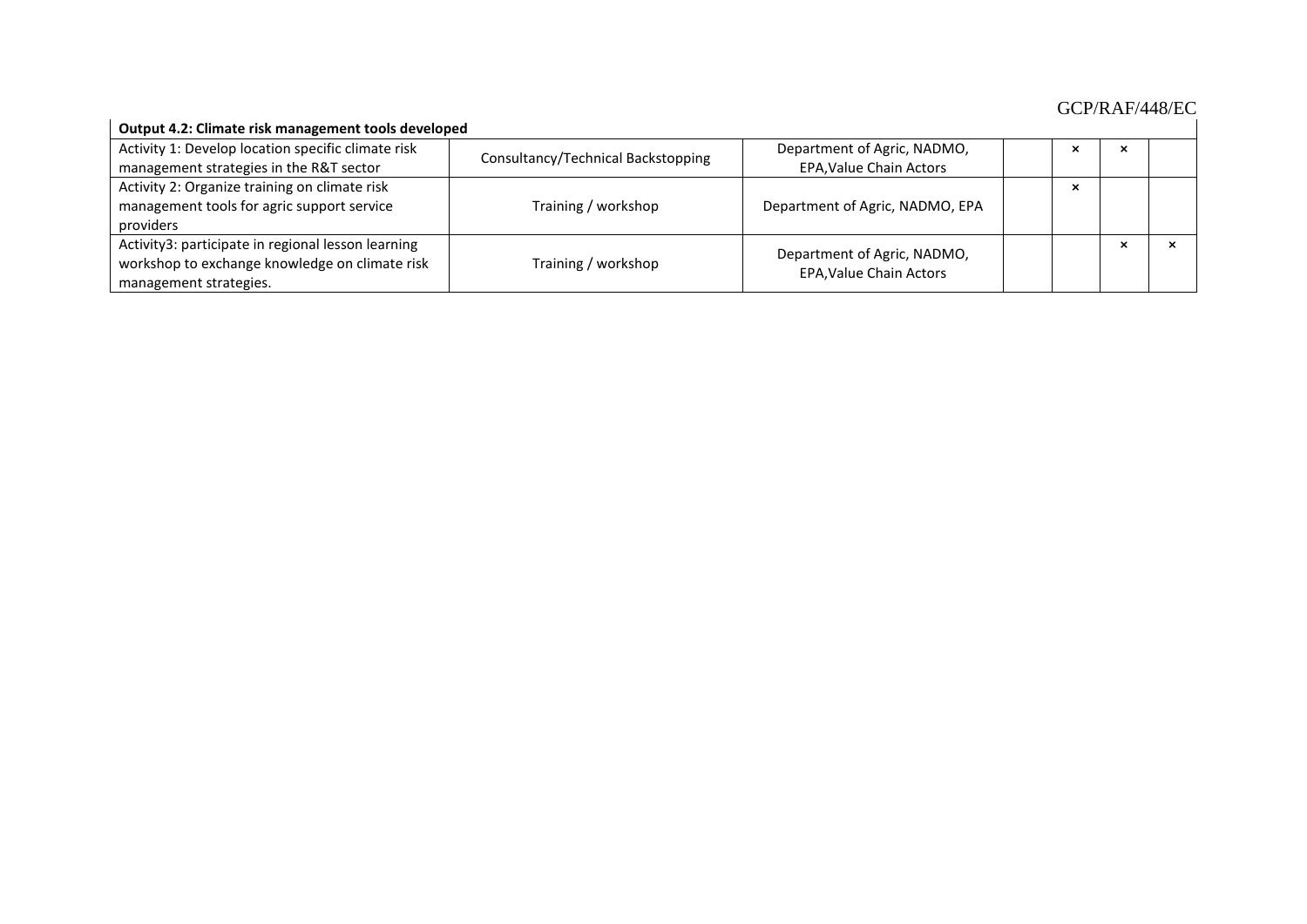| Output 4.2: Climate risk management tools developed | | | | | | |
|---|---|---|---|---|---|---|
| Activity 1: Develop location specific climate risk management strategies in the R&T sector | Consultancy/Technical Backstopping | Department of Agric, NADMO, EPA,Value Chain Actors | | × | × | |
| Activity 2: Organize training on climate risk management tools for agric support service providers | Training / workshop | Department of Agric, NADMO, EPA | | × | | |
| Activity3: participate in regional lesson learning workshop to exchange knowledge on climate risk management strategies. | Training / workshop | Department of Agric, NADMO, EPA,Value Chain Actors | | | × | × |